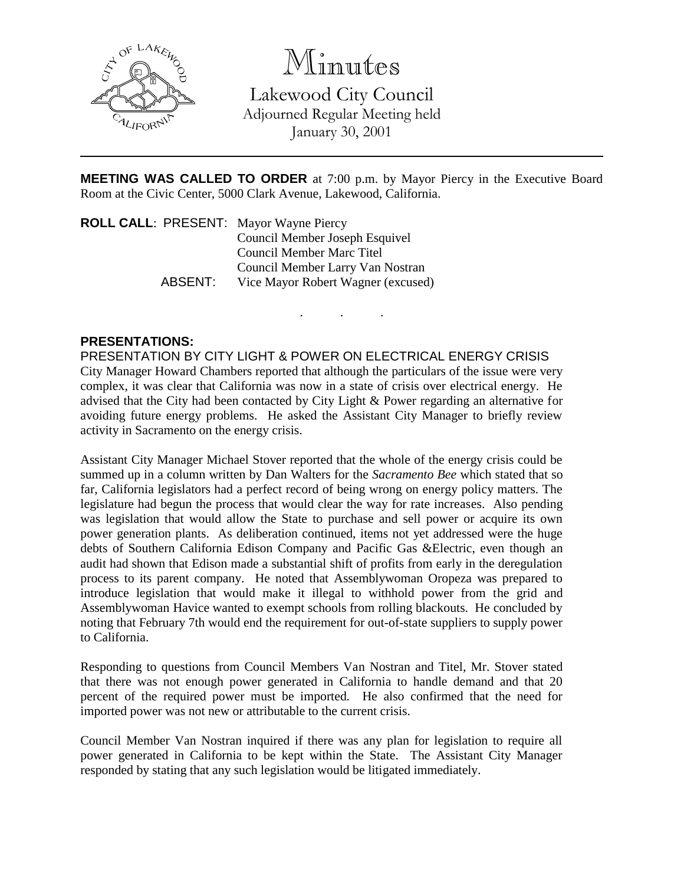# Minutes

## Lakewood City Council

Adjourned Regular Meeting held
January 30, 2001

---

**MEETING WAS CALLED TO ORDER** at 7:00 p.m. by Mayor Piercy in the Executive Board Room at the Civic Center, 5000 Clark Avenue, Lakewood, California.

**ROLL CALL**: PRESENT: Mayor Wayne Piercy
Council Member Joseph Esquivel
Council Member Marc Titel
Council Member Larry Van Nostran
ABSENT: Vice Mayor Robert Wagner (excused)

. . .

**PRESENTATIONS:**

PRESENTATION BY CITY LIGHT & POWER ON ELECTRICAL ENERGY CRISIS

City Manager Howard Chambers reported that although the particulars of the issue were very complex, it was clear that California was now in a state of crisis over electrical energy. He advised that the City had been contacted by City Light & Power regarding an alternative for avoiding future energy problems. He asked the Assistant City Manager to briefly review activity in Sacramento on the energy crisis.

Assistant City Manager Michael Stover reported that the whole of the energy crisis could be summed up in a column written by Dan Walters for the *Sacramento Bee* which stated that so far, California legislators had a perfect record of being wrong on energy policy matters. The legislature had begun the process that would clear the way for rate increases. Also pending was legislation that would allow the State to purchase and sell power or acquire its own power generation plants. As deliberation continued, items not yet addressed were the huge debts of Southern California Edison Company and Pacific Gas &Electric, even though an audit had shown that Edison made a substantial shift of profits from early in the deregulation process to its parent company. He noted that Assemblywoman Oropeza was prepared to introduce legislation that would make it illegal to withhold power from the grid and Assemblywoman Havice wanted to exempt schools from rolling blackouts. He concluded by noting that February 7th would end the requirement for out-of-state suppliers to supply power to California.

Responding to questions from Council Members Van Nostran and Titel, Mr. Stover stated that there was not enough power generated in California to handle demand and that 20 percent of the required power must be imported. He also confirmed that the need for imported power was not new or attributable to the current crisis.

Council Member Van Nostran inquired if there was any plan for legislation to require all power generated in California to be kept within the State. The Assistant City Manager responded by stating that any such legislation would be litigated immediately.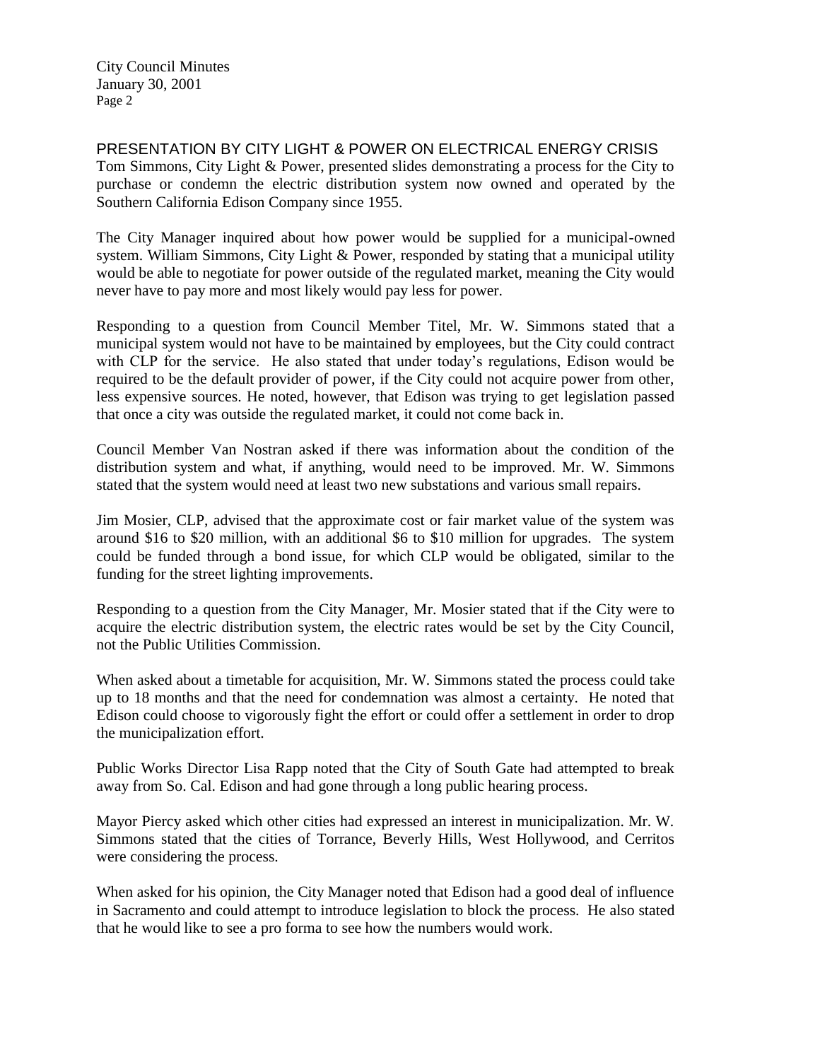## PRESENTATION BY CITY LIGHT & POWER ON ELECTRICAL ENERGY CRISIS

Tom Simmons, City Light & Power, presented slides demonstrating a process for the City to purchase or condemn the electric distribution system now owned and operated by the Southern California Edison Company since 1955.

The City Manager inquired about how power would be supplied for a municipal-owned system. William Simmons, City Light & Power, responded by stating that a municipal utility would be able to negotiate for power outside of the regulated market, meaning the City would never have to pay more and most likely would pay less for power.

Responding to a question from Council Member Titel, Mr. W. Simmons stated that a municipal system would not have to be maintained by employees, but the City could contract with CLP for the service. He also stated that under today's regulations, Edison would be required to be the default provider of power, if the City could not acquire power from other, less expensive sources. He noted, however, that Edison was trying to get legislation passed that once a city was outside the regulated market, it could not come back in.

Council Member Van Nostran asked if there was information about the condition of the distribution system and what, if anything, would need to be improved. Mr. W. Simmons stated that the system would need at least two new substations and various small repairs.

Jim Mosier, CLP, advised that the approximate cost or fair market value of the system was around $16 to $20 million, with an additional $6 to $10 million for upgrades. The system could be funded through a bond issue, for which CLP would be obligated, similar to the funding for the street lighting improvements.

Responding to a question from the City Manager, Mr. Mosier stated that if the City were to acquire the electric distribution system, the electric rates would be set by the City Council, not the Public Utilities Commission.

When asked about a timetable for acquisition, Mr. W. Simmons stated the process could take up to 18 months and that the need for condemnation was almost a certainty. He noted that Edison could choose to vigorously fight the effort or could offer a settlement in order to drop the municipalization effort.

Public Works Director Lisa Rapp noted that the City of South Gate had attempted to break away from So. Cal. Edison and had gone through a long public hearing process.

Mayor Piercy asked which other cities had expressed an interest in municipalization. Mr. W. Simmons stated that the cities of Torrance, Beverly Hills, West Hollywood, and Cerritos were considering the process.

When asked for his opinion, the City Manager noted that Edison had a good deal of influence in Sacramento and could attempt to introduce legislation to block the process. He also stated that he would like to see a pro forma to see how the numbers would work.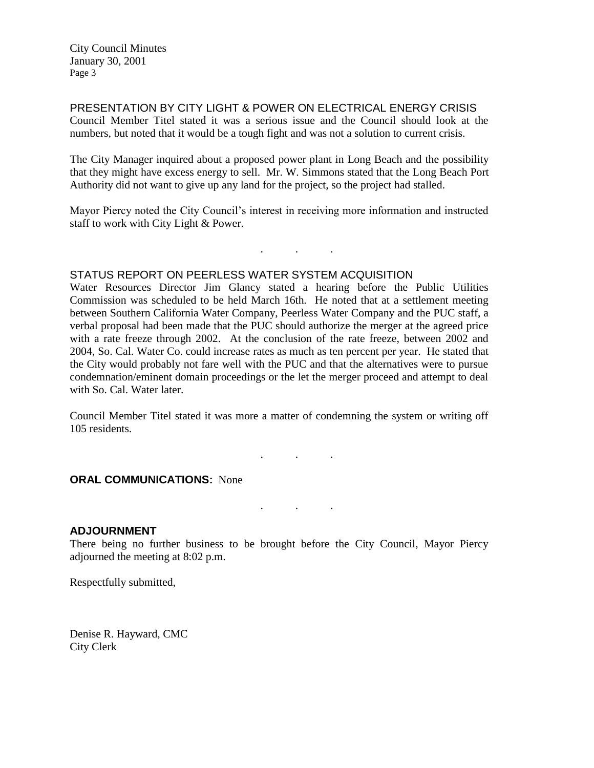## PRESENTATION BY CITY LIGHT & POWER ON ELECTRICAL ENERGY CRISIS

Council Member Titel stated it was a serious issue and the Council should look at the numbers, but noted that it would be a tough fight and was not a solution to current crisis.

The City Manager inquired about a proposed power plant in Long Beach and the possibility that they might have excess energy to sell. Mr. W. Simmons stated that the Long Beach Port Authority did not want to give up any land for the project, so the project had stalled.

Mayor Piercy noted the City Council's interest in receiving more information and instructed staff to work with City Light & Power.

. . .

## STATUS REPORT ON PEERLESS WATER SYSTEM ACQUISITION

Water Resources Director Jim Glancy stated a hearing before the Public Utilities Commission was scheduled to be held March 16th. He noted that at a settlement meeting between Southern California Water Company, Peerless Water Company and the PUC staff, a verbal proposal had been made that the PUC should authorize the merger at the agreed price with a rate freeze through 2002. At the conclusion of the rate freeze, between 2002 and 2004, So. Cal. Water Co. could increase rates as much as ten percent per year. He stated that the City would probably not fare well with the PUC and that the alternatives were to pursue condemnation/eminent domain proceedings or the let the merger proceed and attempt to deal with So. Cal. Water later.

Council Member Titel stated it was more a matter of condemning the system or writing off 105 residents.

. . .

**ORAL COMMUNICATIONS:** None

. . .

## ADJOURNMENT

There being no further business to be brought before the City Council, Mayor Piercy adjourned the meeting at 8:02 p.m.

Respectfully submitted,

Denise R. Hayward, CMC
City Clerk